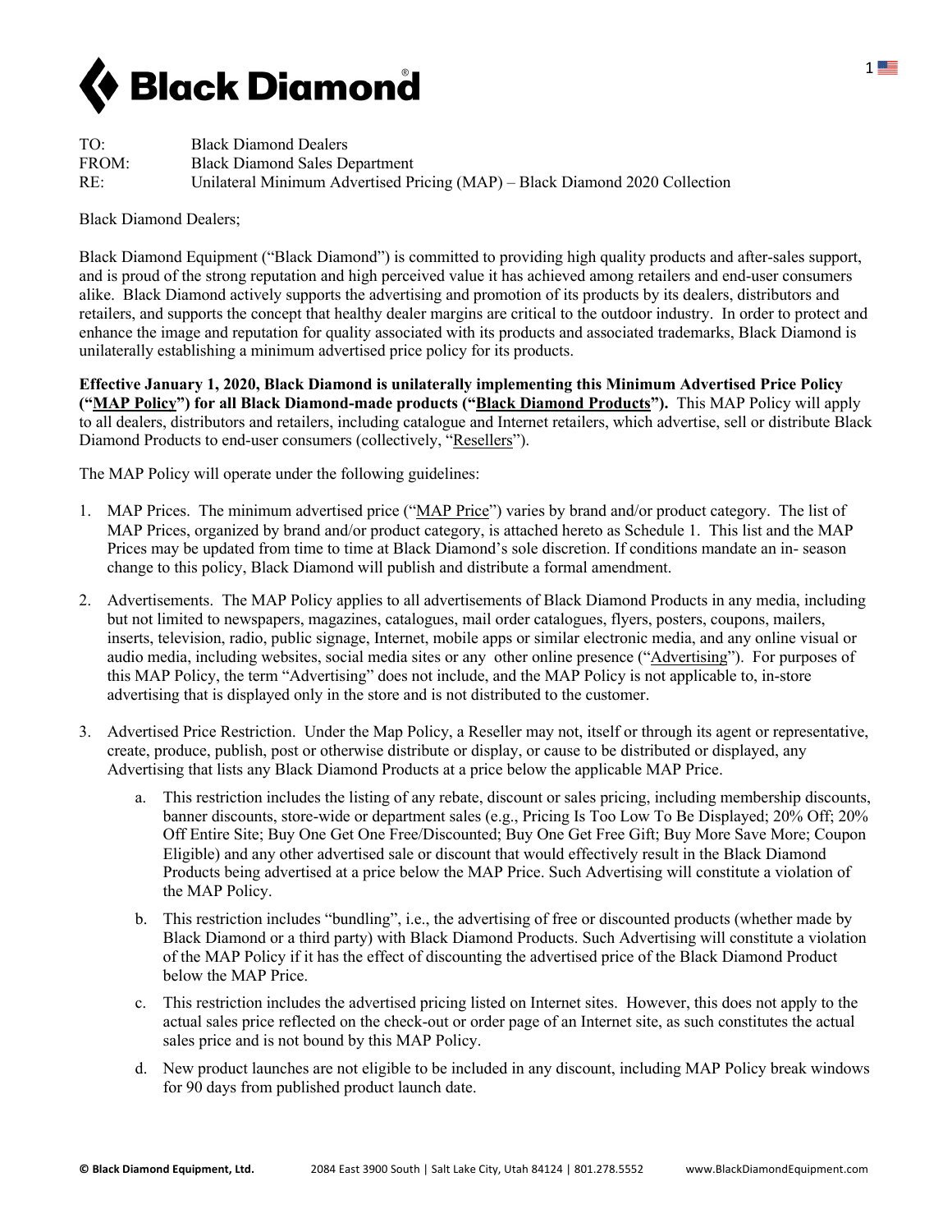TO: Black Diamond Dealers
FROM: Black Diamond Sales Department
RE: Unilateral Minimum Advertised Pricing (MAP) – Black Diamond 2020 Collection

Black Diamond Dealers;

Black Diamond Equipment ("Black Diamond") is committed to providing high quality products and after-sales support, and is proud of the strong reputation and high perceived value it has achieved among retailers and end-user consumers alike. Black Diamond actively supports the advertising and promotion of its products by its dealers, distributors and retailers, and supports the concept that healthy dealer margins are critical to the outdoor industry. In order to protect and enhance the image and reputation for quality associated with its products and associated trademarks, Black Diamond is unilaterally establishing a minimum advertised price policy for its products.

**Effective January 1, 2020, Black Diamond is unilaterally implementing this Minimum Advertised Price Policy ("MAP Policy") for all Black Diamond-made products ("Black Diamond Products").** This MAP Policy will apply to all dealers, distributors and retailers, including catalogue and Internet retailers, which advertise, sell or distribute Black Diamond Products to end-user consumers (collectively, "Resellers").

The MAP Policy will operate under the following guidelines:

1. MAP Prices. The minimum advertised price ("MAP Price") varies by brand and/or product category. The list of MAP Prices, organized by brand and/or product category, is attached hereto as Schedule 1. This list and the MAP Prices may be updated from time to time at Black Diamond's sole discretion. If conditions mandate an in- season change to this policy, Black Diamond will publish and distribute a formal amendment.

2. Advertisements. The MAP Policy applies to all advertisements of Black Diamond Products in any media, including but not limited to newspapers, magazines, catalogues, mail order catalogues, flyers, posters, coupons, mailers, inserts, television, radio, public signage, Internet, mobile apps or similar electronic media, and any online visual or audio media, including websites, social media sites or any other online presence ("Advertising"). For purposes of this MAP Policy, the term "Advertising" does not include, and the MAP Policy is not applicable to, in-store advertising that is displayed only in the store and is not distributed to the customer.

3. Advertised Price Restriction. Under the Map Policy, a Reseller may not, itself or through its agent or representative, create, produce, publish, post or otherwise distribute or display, or cause to be distributed or displayed, any Advertising that lists any Black Diamond Products at a price below the applicable MAP Price.

   a. This restriction includes the listing of any rebate, discount or sales pricing, including membership discounts, banner discounts, store-wide or department sales (e.g., Pricing Is Too Low To Be Displayed; 20% Off; 20% Off Entire Site; Buy One Get One Free/Discounted; Buy One Get Free Gift; Buy More Save More; Coupon Eligible) and any other advertised sale or discount that would effectively result in the Black Diamond Products being advertised at a price below the MAP Price. Such Advertising will constitute a violation of the MAP Policy.

   b. This restriction includes "bundling", i.e., the advertising of free or discounted products (whether made by Black Diamond or a third party) with Black Diamond Products. Such Advertising will constitute a violation of the MAP Policy if it has the effect of discounting the advertised price of the Black Diamond Product below the MAP Price.

   c. This restriction includes the advertised pricing listed on Internet sites. However, this does not apply to the actual sales price reflected on the check-out or order page of an Internet site, as such constitutes the actual sales price and is not bound by this MAP Policy.

   d. New product launches are not eligible to be included in any discount, including MAP Policy break windows for 90 days from published product launch date.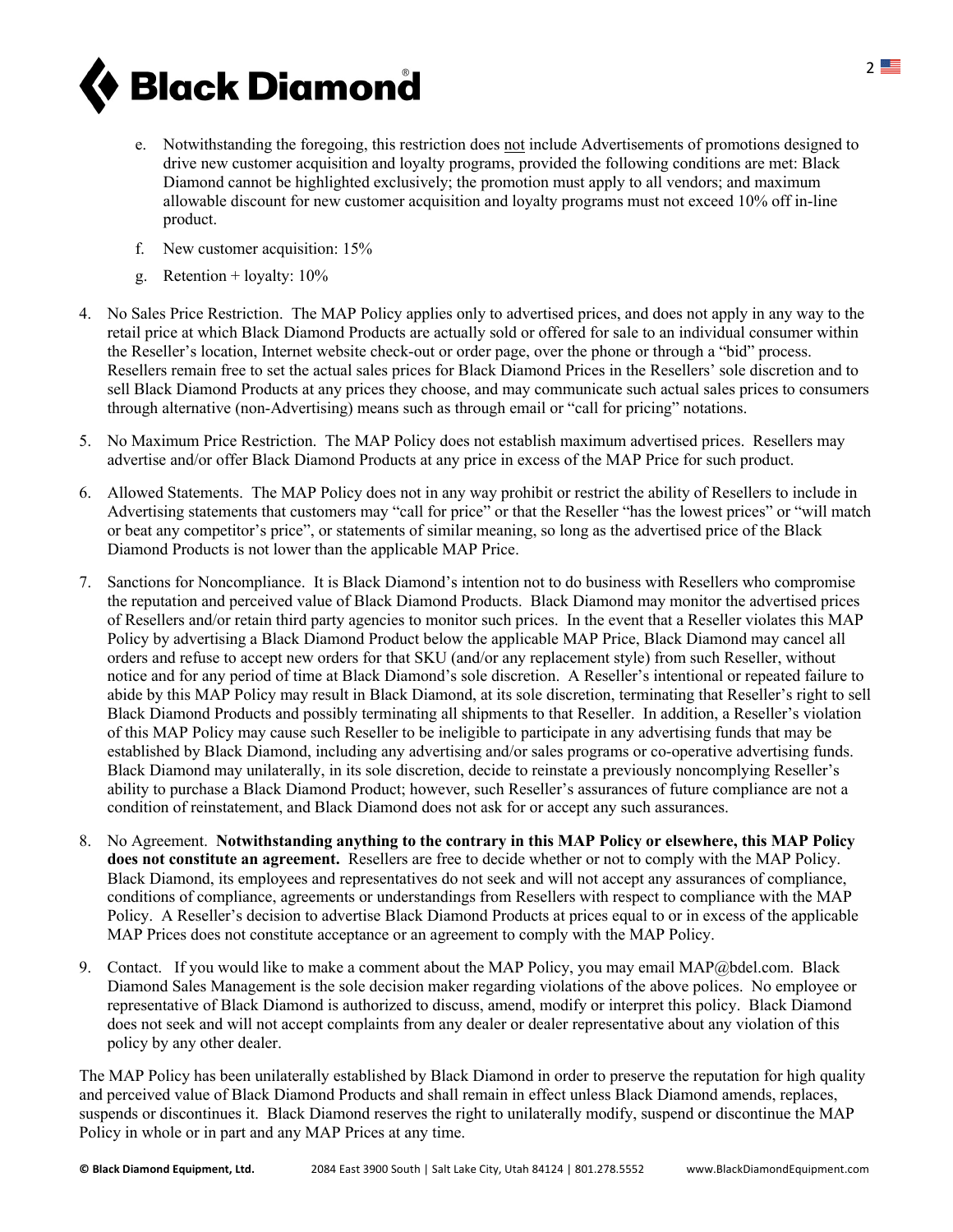e. Notwithstanding the foregoing, this restriction does <u>not</u> include Advertisements of promotions designed to drive new customer acquisition and loyalty programs, provided the following conditions are met: Black Diamond cannot be highlighted exclusively; the promotion must apply to all vendors; and maximum allowable discount for new customer acquisition and loyalty programs must not exceed 10% off in-line product.

f. New customer acquisition: 15%

g. Retention + loyalty: 10%

4. No Sales Price Restriction. The MAP Policy applies only to advertised prices, and does not apply in any way to the retail price at which Black Diamond Products are actually sold or offered for sale to an individual consumer within the Reseller's location, Internet website check-out or order page, over the phone or through a "bid" process. Resellers remain free to set the actual sales prices for Black Diamond Prices in the Resellers' sole discretion and to sell Black Diamond Products at any prices they choose, and may communicate such actual sales prices to consumers through alternative (non-Advertising) means such as through email or "call for pricing" notations.

5. No Maximum Price Restriction. The MAP Policy does not establish maximum advertised prices. Resellers may advertise and/or offer Black Diamond Products at any price in excess of the MAP Price for such product.

6. Allowed Statements. The MAP Policy does not in any way prohibit or restrict the ability of Resellers to include in Advertising statements that customers may "call for price" or that the Reseller "has the lowest prices" or "will match or beat any competitor's price", or statements of similar meaning, so long as the advertised price of the Black Diamond Products is not lower than the applicable MAP Price.

7. Sanctions for Noncompliance. It is Black Diamond's intention not to do business with Resellers who compromise the reputation and perceived value of Black Diamond Products. Black Diamond may monitor the advertised prices of Resellers and/or retain third party agencies to monitor such prices. In the event that a Reseller violates this MAP Policy by advertising a Black Diamond Product below the applicable MAP Price, Black Diamond may cancel all orders and refuse to accept new orders for that SKU (and/or any replacement style) from such Reseller, without notice and for any period of time at Black Diamond's sole discretion. A Reseller's intentional or repeated failure to abide by this MAP Policy may result in Black Diamond, at its sole discretion, terminating that Reseller's right to sell Black Diamond Products and possibly terminating all shipments to that Reseller. In addition, a Reseller's violation of this MAP Policy may cause such Reseller to be ineligible to participate in any advertising funds that may be established by Black Diamond, including any advertising and/or sales programs or co-operative advertising funds. Black Diamond may unilaterally, in its sole discretion, decide to reinstate a previously noncomplying Reseller's ability to purchase a Black Diamond Product; however, such Reseller's assurances of future compliance are not a condition of reinstatement, and Black Diamond does not ask for or accept any such assurances.

8. No Agreement. **Notwithstanding anything to the contrary in this MAP Policy or elsewhere, this MAP Policy does not constitute an agreement.** Resellers are free to decide whether or not to comply with the MAP Policy. Black Diamond, its employees and representatives do not seek and will not accept any assurances of compliance, conditions of compliance, agreements or understandings from Resellers with respect to compliance with the MAP Policy. A Reseller's decision to advertise Black Diamond Products at prices equal to or in excess of the applicable MAP Prices does not constitute acceptance or an agreement to comply with the MAP Policy.

9. Contact. If you would like to make a comment about the MAP Policy, you may email MAP@bdel.com. Black Diamond Sales Management is the sole decision maker regarding violations of the above polices. No employee or representative of Black Diamond is authorized to discuss, amend, modify or interpret this policy. Black Diamond does not seek and will not accept complaints from any dealer or dealer representative about any violation of this policy by any other dealer.

The MAP Policy has been unilaterally established by Black Diamond in order to preserve the reputation for high quality and perceived value of Black Diamond Products and shall remain in effect unless Black Diamond amends, replaces, suspends or discontinues it. Black Diamond reserves the right to unilaterally modify, suspend or discontinue the MAP Policy in whole or in part and any MAP Prices at any time.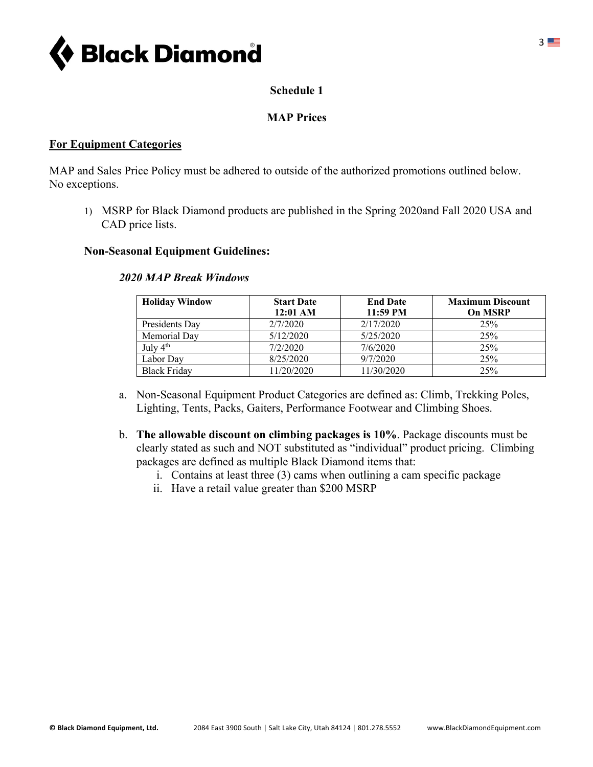**Schedule 1**

**MAP Prices**

**For Equipment Categories**

MAP and Sales Price Policy must be adhered to outside of the authorized promotions outlined below. No exceptions.

1) MSRP for Black Diamond products are published in the Spring 2020and Fall 2020 USA and CAD price lists.

**Non-Seasonal Equipment Guidelines:**

***2020 MAP Break Windows***

| Holiday Window | Start Date 12:01 AM | End Date 11:59 PM | Maximum Discount On MSRP |
|---|---|---|---|
| Presidents Day | 2/7/2020 | 2/17/2020 | 25% |
| Memorial Day | 5/12/2020 | 5/25/2020 | 25% |
| July 4th | 7/2/2020 | 7/6/2020 | 25% |
| Labor Day | 8/25/2020 | 9/7/2020 | 25% |
| Black Friday | 11/20/2020 | 11/30/2020 | 25% |

a. Non-Seasonal Equipment Product Categories are defined as: Climb, Trekking Poles, Lighting, Tents, Packs, Gaiters, Performance Footwear and Climbing Shoes.

b. **The allowable discount on climbing packages is 10%**. Package discounts must be clearly stated as such and NOT substituted as "individual" product pricing. Climbing packages are defined as multiple Black Diamond items that:
   i. Contains at least three (3) cams when outlining a cam specific package
   ii. Have a retail value greater than $200 MSRP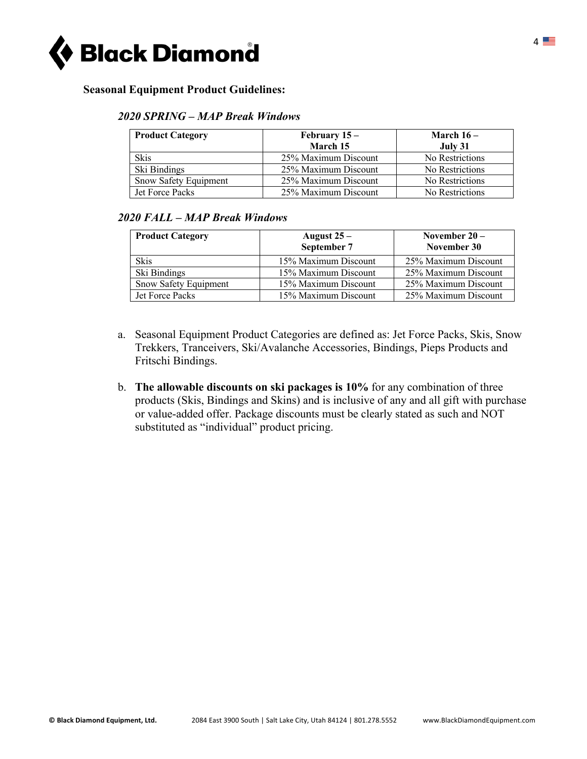**Seasonal Equipment Product Guidelines:**

*2020 SPRING – MAP Break Windows*

| Product Category | February 15 – March 15 | March 16 – July 31 |
|---|---|---|
| Skis | 25% Maximum Discount | No Restrictions |
| Ski Bindings | 25% Maximum Discount | No Restrictions |
| Snow Safety Equipment | 25% Maximum Discount | No Restrictions |
| Jet Force Packs | 25% Maximum Discount | No Restrictions |

*2020 FALL – MAP Break Windows*

| Product Category | August 25 – September 7 | November 20 – November 30 |
|---|---|---|
| Skis | 15% Maximum Discount | 25% Maximum Discount |
| Ski Bindings | 15% Maximum Discount | 25% Maximum Discount |
| Snow Safety Equipment | 15% Maximum Discount | 25% Maximum Discount |
| Jet Force Packs | 15% Maximum Discount | 25% Maximum Discount |

a. Seasonal Equipment Product Categories are defined as: Jet Force Packs, Skis, Snow Trekkers, Tranceivers, Ski/Avalanche Accessories, Bindings, Pieps Products and Fritschi Bindings.

b. **The allowable discounts on ski packages is 10%** for any combination of three products (Skis, Bindings and Skins) and is inclusive of any and all gift with purchase or value-added offer. Package discounts must be clearly stated as such and NOT substituted as "individual" product pricing.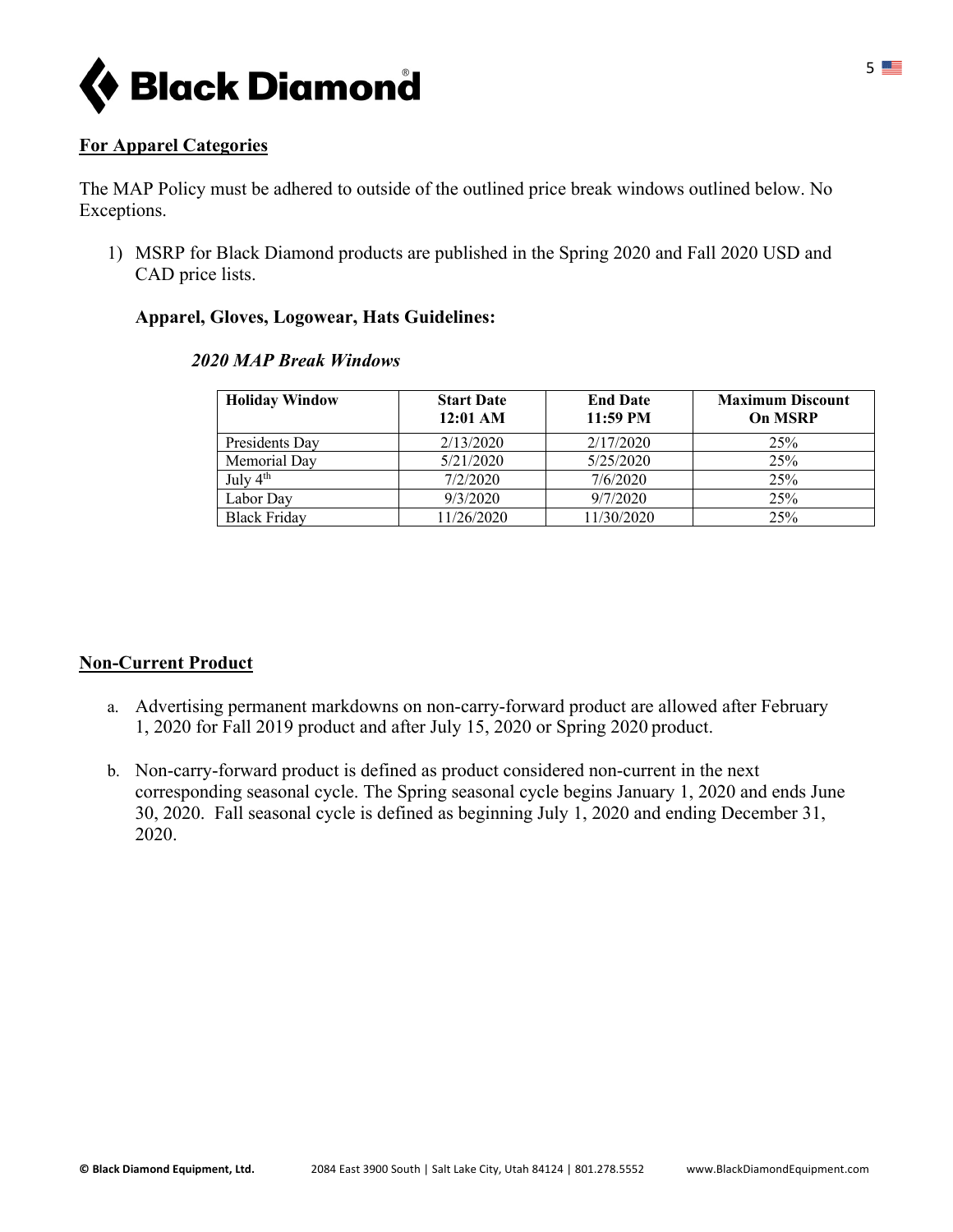## For Apparel Categories

The MAP Policy must be adhered to outside of the outlined price break windows outlined below. No Exceptions.

1) MSRP for Black Diamond products are published in the Spring 2020 and Fall 2020 USD and CAD price lists.

**Apparel, Gloves, Logowear, Hats Guidelines:**

***2020 MAP Break Windows***

| Holiday Window | Start Date 12:01 AM | End Date 11:59 PM | Maximum Discount On MSRP |
| --- | --- | --- | --- |
| Presidents Day | 2/13/2020 | 2/17/2020 | 25% |
| Memorial Day | 5/21/2020 | 5/25/2020 | 25% |
| July 4th | 7/2/2020 | 7/6/2020 | 25% |
| Labor Day | 9/3/2020 | 9/7/2020 | 25% |
| Black Friday | 11/26/2020 | 11/30/2020 | 25% |

## Non-Current Product

a. Advertising permanent markdowns on non-carry-forward product are allowed after February 1, 2020 for Fall 2019 product and after July 15, 2020 or Spring 2020 product.

b. Non-carry-forward product is defined as product considered non-current in the next corresponding seasonal cycle. The Spring seasonal cycle begins January 1, 2020 and ends June 30, 2020. Fall seasonal cycle is defined as beginning July 1, 2020 and ending December 31, 2020.